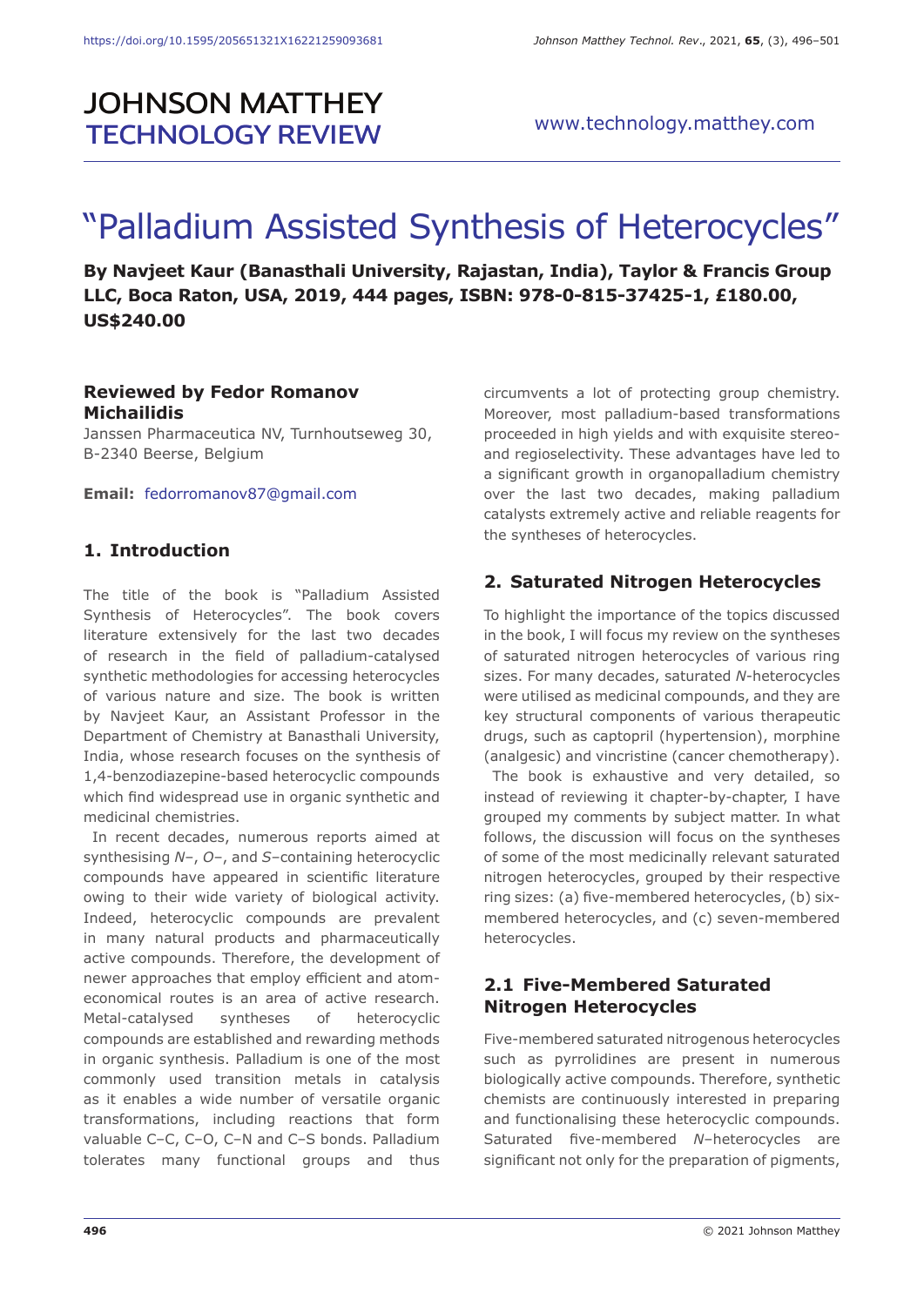# "Palladium Assisted Synthesis of Heterocycles"

**By Navjeet Kaur (Banasthali University, Rajastan, India), Taylor & Francis Group LLC, Boca Raton, USA, 2019, 444 pages, ISBN: 978-0-815-37425-1, £180.00, US$240.00**

**Reviewed by Fedor Romanov Michailidis**

Janssen Pharmaceutica NV, Turnhoutseweg 30, B-2340 Beerse, Belgium

**Email:** fedorromanov87@gmail.com

## 1. Introduction

The title of the book is "Palladium Assisted Synthesis of Heterocycles". The book covers literature extensively for the last two decades of research in the field of palladium-catalysed synthetic methodologies for accessing heterocycles of various nature and size. The book is written by Navjeet Kaur, an Assistant Professor in the Department of Chemistry at Banasthali University, India, whose research focuses on the synthesis of 1,4-benzodiazepine-based heterocyclic compounds which find widespread use in organic synthetic and medicinal chemistries.

In recent decades, numerous reports aimed at synthesising *N*–, *O*–, and *S*–containing heterocyclic compounds have appeared in scientific literature owing to their wide variety of biological activity. Indeed, heterocyclic compounds are prevalent in many natural products and pharmaceutically active compounds. Therefore, the development of newer approaches that employ efficient and atom-economical routes is an area of active research. Metal-catalysed syntheses of heterocyclic compounds are established and rewarding methods in organic synthesis. Palladium is one of the most commonly used transition metals in catalysis as it enables a wide number of versatile organic transformations, including reactions that form valuable C–C, C–O, C–N and C–S bonds. Palladium tolerates many functional groups and thus circumvents a lot of protecting group chemistry. Moreover, most palladium-based transformations proceeded in high yields and with exquisite stereo- and regioselectivity. These advantages have led to a significant growth in organopalladium chemistry over the last two decades, making palladium catalysts extremely active and reliable reagents for the syntheses of heterocycles.

## 2. Saturated Nitrogen Heterocycles

To highlight the importance of the topics discussed in the book, I will focus my review on the syntheses of saturated nitrogen heterocycles of various ring sizes. For many decades, saturated *N*-heterocycles were utilised as medicinal compounds, and they are key structural components of various therapeutic drugs, such as captopril (hypertension), morphine (analgesic) and vincristine (cancer chemotherapy).

The book is exhaustive and very detailed, so instead of reviewing it chapter-by-chapter, I have grouped my comments by subject matter. In what follows, the discussion will focus on the syntheses of some of the most medicinally relevant saturated nitrogen heterocycles, grouped by their respective ring sizes: (a) five-membered heterocycles, (b) six-membered heterocycles, and (c) seven-membered heterocycles.

### 2.1 Five-Membered Saturated Nitrogen Heterocycles

Five-membered saturated nitrogenous heterocycles such as pyrrolidines are present in numerous biologically active compounds. Therefore, synthetic chemists are continuously interested in preparing and functionalising these heterocyclic compounds. Saturated five-membered *N*–heterocycles are significant not only for the preparation of pigments,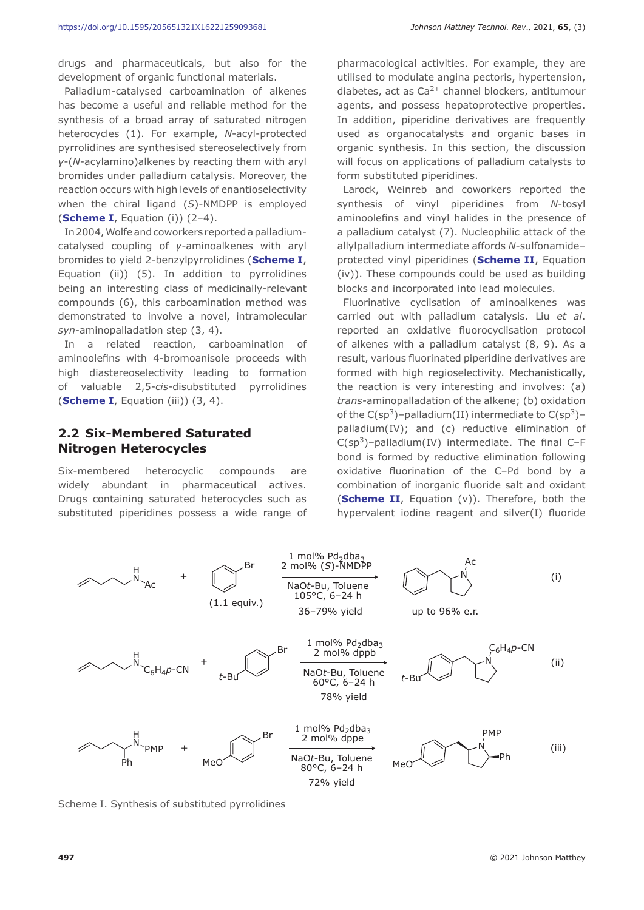drugs and pharmaceuticals, but also for the development of organic functional materials.

Palladium-catalysed carboamination of alkenes has become a useful and reliable method for the synthesis of a broad array of saturated nitrogen heterocycles (1). For example, *N*-acyl-protected pyrrolidines are synthesised stereoselectively from γ-(*N*-acylamino)alkenes by reacting them with aryl bromides under palladium catalysis. Moreover, the reaction occurs with high levels of enantioselectivity when the chiral ligand (*S*)-NMDPP is employed (**Scheme I**, Equation (i)) (2–4).

In 2004, Wolfe and coworkers reported a palladium-catalysed coupling of γ-aminoalkenes with aryl bromides to yield 2-benzylpyrrolidines (**Scheme I**, Equation (ii)) (5). In addition to pyrrolidines being an interesting class of medicinally-relevant compounds (6), this carboamination method was demonstrated to involve a novel, intramolecular *syn*-aminopalladation step (3, 4).

In a related reaction, carboamination of aminoolefins with 4-bromoanisole proceeds with high diastereoselectivity leading to formation of valuable 2,5-*cis*-disubstituted pyrrolidines (**Scheme I**, Equation (iii)) (3, 4).

## 2.2 Six-Membered Saturated Nitrogen Heterocycles

Six-membered heterocyclic compounds are widely abundant in pharmaceutical actives. Drugs containing saturated heterocycles such as substituted piperidines possess a wide range of pharmacological activities. For example, they are utilised to modulate angina pectoris, hypertension, diabetes, act as $Ca^{2+}$ channel blockers, antitumour agents, and possess hepatoprotective properties. In addition, piperidine derivatives are frequently used as organocatalysts and organic bases in organic synthesis. In this section, the discussion will focus on applications of palladium catalysts to form substituted piperidines.

Larock, Weinreb and coworkers reported the synthesis of vinyl piperidines from *N*-tosyl aminoolefins and vinyl halides in the presence of a palladium catalyst (7). Nucleophilic attack of the allylpalladium intermediate affords *N*-sulfonamide–protected vinyl piperidines (**Scheme II**, Equation (iv)). These compounds could be used as building blocks and incorporated into lead molecules.

Fluorinative cyclisation of aminoalkenes was carried out with palladium catalysis. Liu *et al.* reported an oxidative fluorocyclisation protocol of alkenes with a palladium catalyst (8, 9). As a result, various fluorinated piperidine derivatives are formed with high regioselectivity. Mechanistically, the reaction is very interesting and involves: (a) *trans*-aminopalladation of the alkene; (b) oxidation of the C($sp^3$)–palladium(II) intermediate to C($sp^3$)–palladium(IV); and (c) reductive elimination of C($sp^3$)–palladium(IV) intermediate. The final C–F bond is formed by reductive elimination following oxidative fluorination of the C–Pd bond by a combination of inorganic fluoride salt and oxidant (**Scheme II**, Equation (v)). Therefore, both the hypervalent iodine reagent and silver(I) fluoride

(i) N-acyl pentenylamine (NHAc) + bromobenzene (1.1 equiv.) → 1 mol% $Pd_2dba_3$, 2 mol% (*S*)-NMDPP; NaO*t*-Bu, Toluene, 105°C, 6–24 h; 36–79% yield → N-Ac 2-benzylpyrrolidine, up to 96% e.r.

(ii) N-($C_6H_4p$-CN) pentenylamine + 4-*t*-Bu-bromobenzene → 1 mol% $Pd_2dba_3$, 2 mol% dppb; NaO*t*-Bu, Toluene, 60°C, 6–24 h; 78% yield → N-($C_6H_4p$-CN) 2-(4-*t*-Bu-benzyl)pyrrolidine

(iii) N-PMP, Ph-substituted pentenylamine + 4-bromoanisole (MeO) → 1 mol% $Pd_2dba_3$, 2 mol% dppe; NaO*t*-Bu, Toluene, 80°C, 6–24 h; 72% yield → N-PMP 2-(4-methoxybenzyl)-5-phenylpyrrolidine

Scheme I. Synthesis of substituted pyrrolidines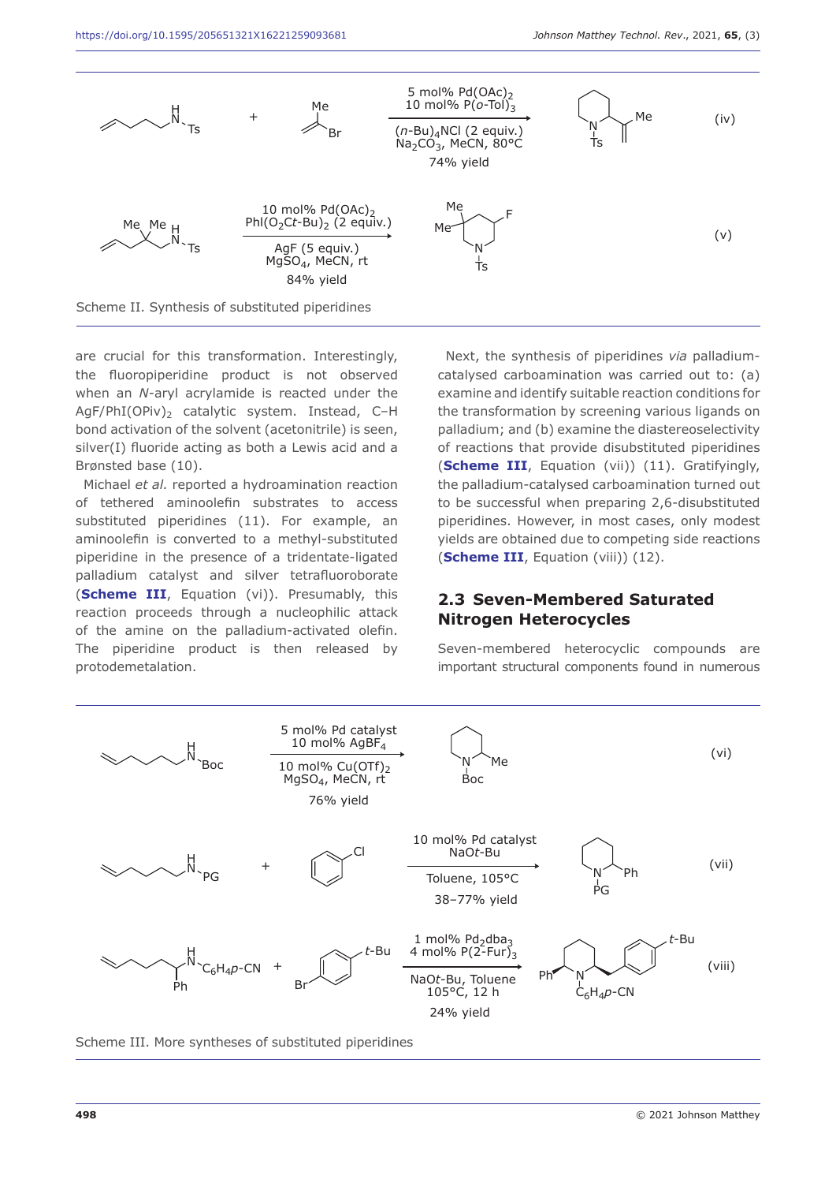Scheme II. Synthesis of substituted piperidines

are crucial for this transformation. Interestingly, the fluoropiperidine product is not observed when an *N*-aryl acrylamide is reacted under the $AgF/PhI(OPiv)_2$ catalytic system. Instead, C–H bond activation of the solvent (acetonitrile) is seen, silver(I) fluoride acting as both a Lewis acid and a Brønsted base (10).

Michael *et al.* reported a hydroamination reaction of tethered aminoolefin substrates to access substituted piperidines (11). For example, an aminoolefin is converted to a methyl-substituted piperidine in the presence of a tridentate-ligated palladium catalyst and silver tetrafluoroborate (**Scheme III**, Equation (vi)). Presumably, this reaction proceeds through a nucleophilic attack of the amine on the palladium-activated olefin. The piperidine product is then released by protodemetalation.

Next, the synthesis of piperidines *via* palladium-catalysed carboamination was carried out to: (a) examine and identify suitable reaction conditions for the transformation by screening various ligands on palladium; and (b) examine the diastereoselectivity of reactions that provide disubstituted piperidines (**Scheme III**, Equation (vii)) (11). Gratifyingly, the palladium-catalysed carboamination turned out to be successful when preparing 2,6-disubstituted piperidines. However, in most cases, only modest yields are obtained due to competing side reactions (**Scheme III**, Equation (viii)) (12).

## 2.3 Seven-Membered Saturated Nitrogen Heterocycles

Seven-membered heterocyclic compounds are important structural components found in numerous

Scheme III. More syntheses of substituted piperidines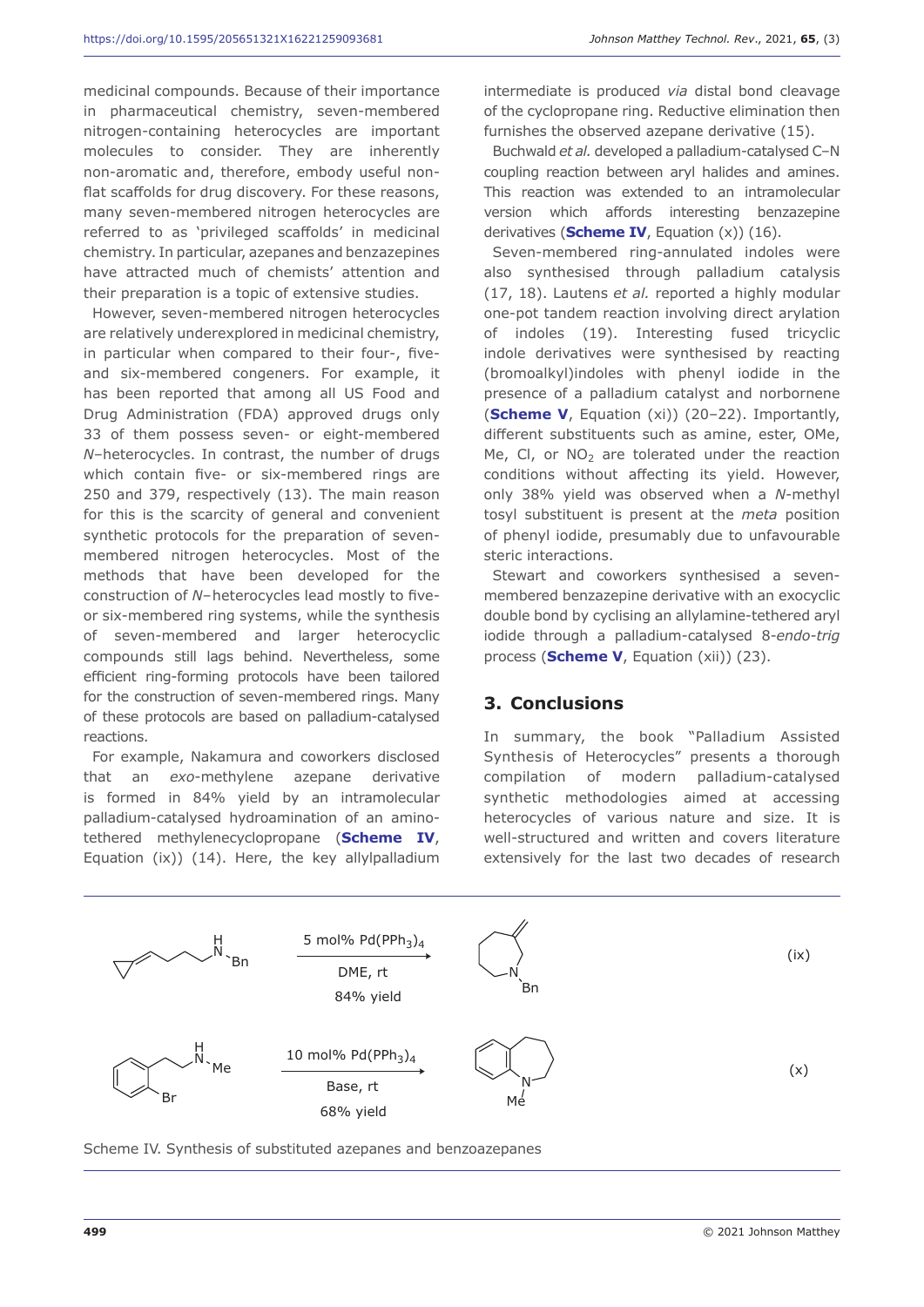medicinal compounds. Because of their importance in pharmaceutical chemistry, seven-membered nitrogen-containing heterocycles are important molecules to consider. They are inherently non-aromatic and, therefore, embody useful non-flat scaffolds for drug discovery. For these reasons, many seven-membered nitrogen heterocycles are referred to as 'privileged scaffolds' in medicinal chemistry. In particular, azepanes and benzazepines have attracted much of chemists' attention and their preparation is a topic of extensive studies.

However, seven-membered nitrogen heterocycles are relatively underexplored in medicinal chemistry, in particular when compared to their four-, five- and six-membered congeners. For example, it has been reported that among all US Food and Drug Administration (FDA) approved drugs only 33 of them possess seven- or eight-membered *N*–heterocycles. In contrast, the number of drugs which contain five- or six-membered rings are 250 and 379, respectively (13). The main reason for this is the scarcity of general and convenient synthetic protocols for the preparation of seven-membered nitrogen heterocycles. Most of the methods that have been developed for the construction of *N*–heterocycles lead mostly to five- or six-membered ring systems, while the synthesis of seven-membered and larger heterocyclic compounds still lags behind. Nevertheless, some efficient ring-forming protocols have been tailored for the construction of seven-membered rings. Many of these protocols are based on palladium-catalysed reactions.

For example, Nakamura and coworkers disclosed that an *exo*-methylene azepane derivative is formed in 84% yield by an intramolecular palladium-catalysed hydroamination of an amino-tethered methylenecyclopropane (**Scheme IV**, Equation (ix)) (14). Here, the key allylpalladium intermediate is produced *via* distal bond cleavage of the cyclopropane ring. Reductive elimination then furnishes the observed azepane derivative (15).

Buchwald *et al.* developed a palladium-catalysed C–N coupling reaction between aryl halides and amines. This reaction was extended to an intramolecular version which affords interesting benzazepine derivatives (**Scheme IV**, Equation (x)) (16).

Seven-membered ring-annulated indoles were also synthesised through palladium catalysis (17, 18). Lautens *et al.* reported a highly modular one-pot tandem reaction involving direct arylation of indoles (19). Interesting fused tricyclic indole derivatives were synthesised by reacting (bromoalkyl)indoles with phenyl iodide in the presence of a palladium catalyst and norbornene (**Scheme V**, Equation (xi)) (20–22). Importantly, different substituents such as amine, ester, OMe, Me, Cl, or $NO_2$ are tolerated under the reaction conditions without affecting its yield. However, only 38% yield was observed when a *N*-methyl tosyl substituent is present at the *meta* position of phenyl iodide, presumably due to unfavourable steric interactions.

Stewart and coworkers synthesised a seven-membered benzazepine derivative with an exocyclic double bond by cyclising an allylamine-tethered aryl iodide through a palladium-catalysed 8-*endo-trig* process (**Scheme V**, Equation (xii)) (23).

## 3. Conclusions

In summary, the book "Palladium Assisted Synthesis of Heterocycles" presents a thorough compilation of modern palladium-catalysed synthetic methodologies aimed at accessing heterocycles of various nature and size. It is well-structured and written and covers literature extensively for the last two decades of research

(ix): Methylenecyclopropane-tethered N-benzylamine → 5 mol% $Pd(PPh_3)_4$, DME, rt, 84% yield → N-benzyl exo-methylene azepane

(x): 2-(2-Bromophenyl)ethyl N-methylamine → 10 mol% $Pd(PPh_3)_4$, Base, rt, 68% yield → N-methyl benzazepine

Scheme IV. Synthesis of substituted azepanes and benzoazepanes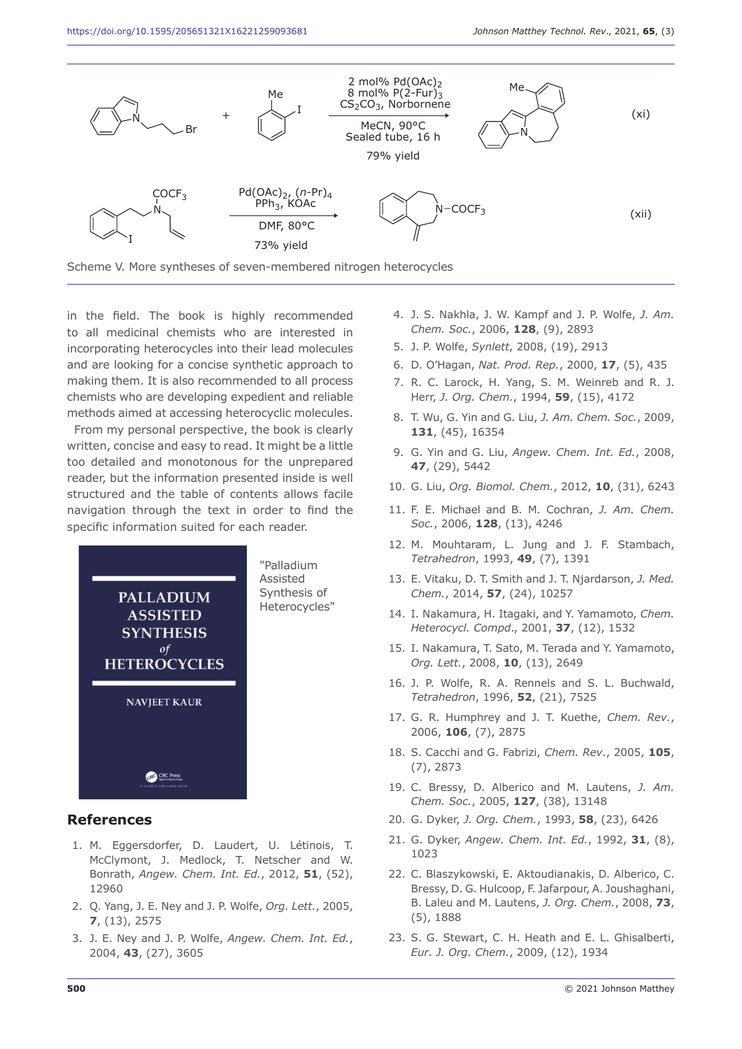Scheme V. More syntheses of seven-membered nitrogen heterocycles

in the field. The book is highly recommended to all medicinal chemists who are interested in incorporating heterocycles into their lead molecules and are looking for a concise synthetic approach to making them. It is also recommended to all process chemists who are developing expedient and reliable methods aimed at accessing heterocyclic molecules.

From my personal perspective, the book is clearly written, concise and easy to read. It might be a little too detailed and monotonous for the unprepared reader, but the information presented inside is well structured and the table of contents allows facile navigation through the text in order to find the specific information suited for each reader.

"Palladium Assisted Synthesis of Heterocycles"

## References

1. M. Eggersdorfer, D. Laudert, U. Létinois, T. McClymont, J. Medlock, T. Netscher and W. Bonrath, *Angew. Chem. Int. Ed.*, 2012, **51**, (52), 12960
2. Q. Yang, J. E. Ney and J. P. Wolfe, *Org. Lett.*, 2005, **7**, (13), 2575
3. J. E. Ney and J. P. Wolfe, *Angew. Chem. Int. Ed.*, 2004, **43**, (27), 3605
4. J. S. Nakhla, J. W. Kampf and J. P. Wolfe, *J. Am. Chem. Soc.*, 2006, **128**, (9), 2893
5. J. P. Wolfe, *Synlett*, 2008, (19), 2913
6. D. O'Hagan, *Nat. Prod. Rep.*, 2000, **17**, (5), 435
7. R. C. Larock, H. Yang, S. M. Weinreb and R. J. Herr, *J. Org. Chem.*, 1994, **59**, (15), 4172
8. T. Wu, G. Yin and G. Liu, *J. Am. Chem. Soc.*, 2009, **131**, (45), 16354
9. G. Yin and G. Liu, *Angew. Chem. Int. Ed.*, 2008, **47**, (29), 5442
10. G. Liu, *Org. Biomol. Chem.*, 2012, **10**, (31), 6243
11. F. E. Michael and B. M. Cochran, *J. Am. Chem. Soc.*, 2006, **128**, (13), 4246
12. M. Mouhtaram, L. Jung and J. F. Stambach, *Tetrahedron*, 1993, **49**, (7), 1391
13. E. Vitaku, D. T. Smith and J. T. Njardarson, *J. Med. Chem.*, 2014, **57**, (24), 10257
14. I. Nakamura, H. Itagaki, and Y. Yamamoto, *Chem. Heterocycl. Compd.*, 2001, **37**, (12), 1532
15. I. Nakamura, T. Sato, M. Terada and Y. Yamamoto, *Org. Lett.*, 2008, **10**, (13), 2649
16. J. P. Wolfe, R. A. Rennels and S. L. Buchwald, *Tetrahedron*, 1996, **52**, (21), 7525
17. G. R. Humphrey and J. T. Kuethe, *Chem. Rev.*, 2006, **106**, (7), 2875
18. S. Cacchi and G. Fabrizi, *Chem. Rev.*, 2005, **105**, (7), 2873
19. C. Bressy, D. Alberico and M. Lautens, *J. Am. Chem. Soc.*, 2005, **127**, (38), 13148
20. G. Dyker, *J. Org. Chem.*, 1993, **58**, (23), 6426
21. G. Dyker, *Angew. Chem. Int. Ed.*, 1992, **31**, (8), 1023
22. C. Blaszykowski, E. Aktoudianakis, D. Alberico, C. Bressy, D. G. Hulcoop, F. Jafarpour, A. Joushaghani, B. Laleu and M. Lautens, *J. Org. Chem.*, 2008, **73**, (5), 1888
23. S. G. Stewart, C. H. Heath and E. L. Ghisalberti, *Eur. J. Org. Chem.*, 2009, (12), 1934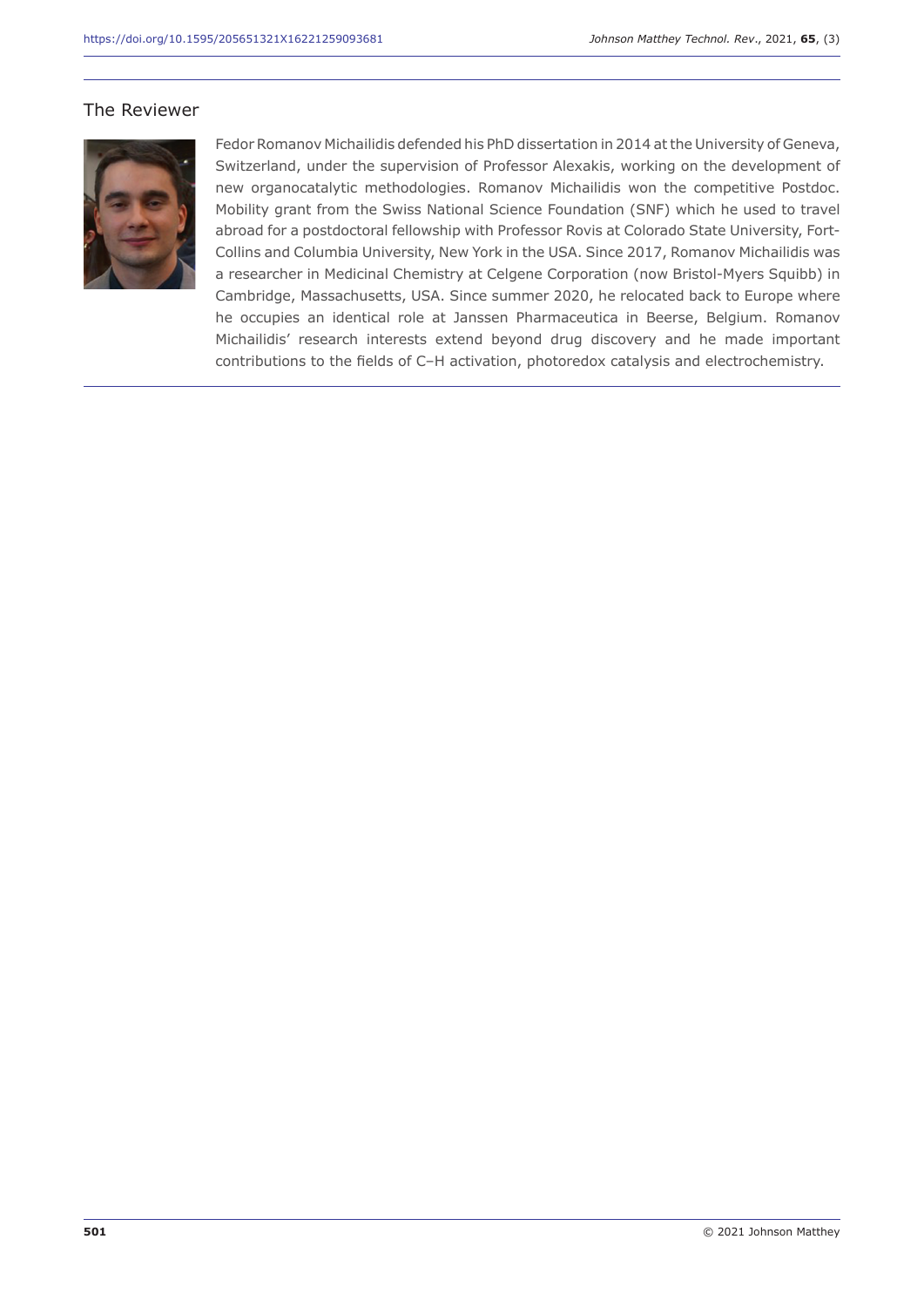## The Reviewer

Fedor Romanov Michailidis defended his PhD dissertation in 2014 at the University of Geneva, Switzerland, under the supervision of Professor Alexakis, working on the development of new organocatalytic methodologies. Romanov Michailidis won the competitive Postdoc. Mobility grant from the Swiss National Science Foundation (SNF) which he used to travel abroad for a postdoctoral fellowship with Professor Rovis at Colorado State University, Fort-Collins and Columbia University, New York in the USA. Since 2017, Romanov Michailidis was a researcher in Medicinal Chemistry at Celgene Corporation (now Bristol-Myers Squibb) in Cambridge, Massachusetts, USA. Since summer 2020, he relocated back to Europe where he occupies an identical role at Janssen Pharmaceutica in Beerse, Belgium. Romanov Michailidis' research interests extend beyond drug discovery and he made important contributions to the fields of C–H activation, photoredox catalysis and electrochemistry.